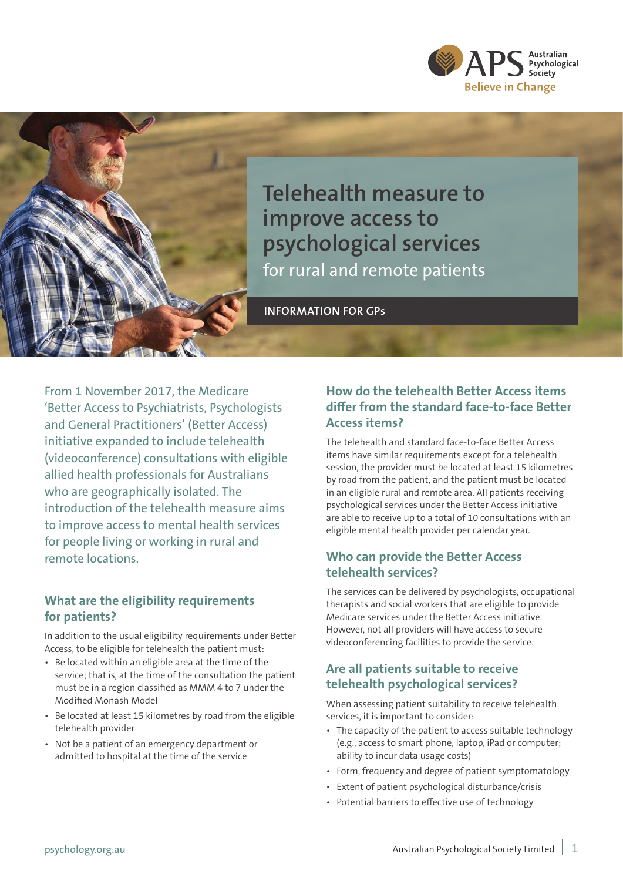# Telehealth measure to improve access to psychological services

## for rural and remote patients

**INFORMATION FOR GPs**

From 1 November 2017, the Medicare 'Better Access to Psychiatrists, Psychologists and General Practitioners' (Better Access) initiative expanded to include telehealth (videoconference) consultations with eligible allied health professionals for Australians who are geographically isolated. The introduction of the telehealth measure aims to improve access to mental health services for people living or working in rural and remote locations.

## What are the eligibility requirements for patients?

In addition to the usual eligibility requirements under Better Access, to be eligible for telehealth the patient must:

- Be located within an eligible area at the time of the service; that is, at the time of the consultation the patient must be in a region classified as MMM 4 to 7 under the Modified Monash Model
- Be located at least 15 kilometres by road from the eligible telehealth provider
- Not be a patient of an emergency department or admitted to hospital at the time of the service

## How do the telehealth Better Access items differ from the standard face-to-face Better Access items?

The telehealth and standard face-to-face Better Access items have similar requirements except for a telehealth session, the provider must be located at least 15 kilometres by road from the patient, and the patient must be located in an eligible rural and remote area. All patients receiving psychological services under the Better Access initiative are able to receive up to a total of 10 consultations with an eligible mental health provider per calendar year.

## Who can provide the Better Access telehealth services?

The services can be delivered by psychologists, occupational therapists and social workers that are eligible to provide Medicare services under the Better Access initiative. However, not all providers will have access to secure videoconferencing facilities to provide the service.

## Are all patients suitable to receive telehealth psychological services?

When assessing patient suitability to receive telehealth services, it is important to consider:

- The capacity of the patient to access suitable technology (e.g., access to smart phone, laptop, iPad or computer; ability to incur data usage costs)
- Form, frequency and degree of patient symptomatology
- Extent of patient psychological disturbance/crisis
- Potential barriers to effective use of technology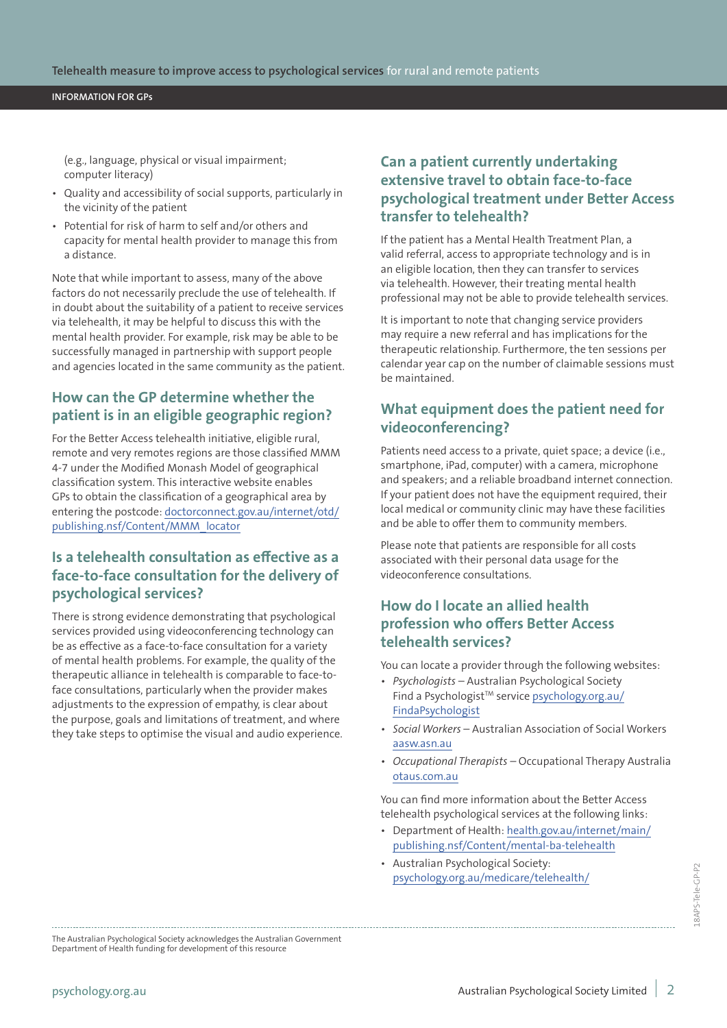(e.g., language, physical or visual impairment; computer literacy)

- Quality and accessibility of social supports, particularly in the vicinity of the patient
- Potential for risk of harm to self and/or others and capacity for mental health provider to manage this from a distance.

Note that while important to assess, many of the above factors do not necessarily preclude the use of telehealth. If in doubt about the suitability of a patient to receive services via telehealth, it may be helpful to discuss this with the mental health provider. For example, risk may be able to be successfully managed in partnership with support people and agencies located in the same community as the patient.

## How can the GP determine whether the patient is in an eligible geographic region?

For the Better Access telehealth initiative, eligible rural, remote and very remotes regions are those classified MMM 4-7 under the Modified Monash Model of geographical classification system. This interactive website enables GPs to obtain the classification of a geographical area by entering the postcode: doctorconnect.gov.au/internet/otd/publishing.nsf/Content/MMM_locator

## Is a telehealth consultation as effective as a face-to-face consultation for the delivery of psychological services?

There is strong evidence demonstrating that psychological services provided using videoconferencing technology can be as effective as a face-to-face consultation for a variety of mental health problems. For example, the quality of the therapeutic alliance in telehealth is comparable to face-to-face consultations, particularly when the provider makes adjustments to the expression of empathy, is clear about the purpose, goals and limitations of treatment, and where they take steps to optimise the visual and audio experience.

## Can a patient currently undertaking extensive travel to obtain face-to-face psychological treatment under Better Access transfer to telehealth?

If the patient has a Mental Health Treatment Plan, a valid referral, access to appropriate technology and is in an eligible location, then they can transfer to services via telehealth. However, their treating mental health professional may not be able to provide telehealth services.

It is important to note that changing service providers may require a new referral and has implications for the therapeutic relationship. Furthermore, the ten sessions per calendar year cap on the number of claimable sessions must be maintained.

## What equipment does the patient need for videoconferencing?

Patients need access to a private, quiet space; a device (i.e., smartphone, iPad, computer) with a camera, microphone and speakers; and a reliable broadband internet connection. If your patient does not have the equipment required, their local medical or community clinic may have these facilities and be able to offer them to community members.

Please note that patients are responsible for all costs associated with their personal data usage for the videoconference consultations.

## How do I locate an allied health profession who offers Better Access telehealth services?

You can locate a provider through the following websites:

- *Psychologists* – Australian Psychological Society Find a Psychologist™ service psychology.org.au/FindaPsychologist
- *Social Workers* – Australian Association of Social Workers aasw.asn.au
- *Occupational Therapists* – Occupational Therapy Australia otaus.com.au

You can find more information about the Better Access telehealth psychological services at the following links:

- Department of Health: health.gov.au/internet/main/publishing.nsf/Content/mental-ba-telehealth
- Australian Psychological Society: psychology.org.au/medicare/telehealth/

18APS-Tele-GP-P2

The Australian Psychological Society acknowledges the Australian Government Department of Health funding for development of this resource